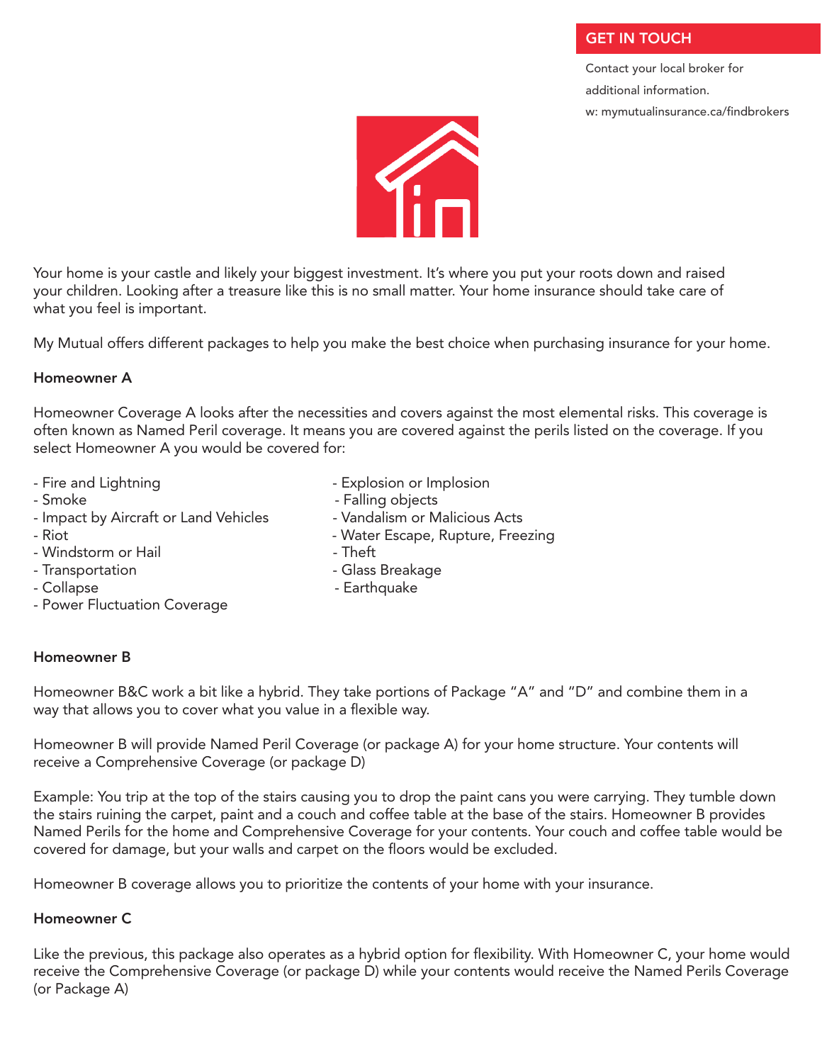## GET IN TOUCH

Contact your local broker for additional information.

w: mymutualinsurance.ca/findbrokers

Your home is your castle and likely your biggest investment. It's where you put your roots down and raised your children. Looking after a treasure like this is no small matter. Your home insurance should take care of what you feel is important.

My Mutual offers different packages to help you make the best choice when purchasing insurance for your home.

**Homeowner A**

Homeowner Coverage A looks after the necessities and covers against the most elemental risks. This coverage is often known as Named Peril coverage. It means you are covered against the perils listed on the coverage. If you select Homeowner A you would be covered for:

- Fire and Lightning
- Smoke
- Impact by Aircraft or Land Vehicles
- Riot
- Windstorm or Hail
- Transportation
- Collapse
- Power Fluctuation Coverage
- Explosion or Implosion
- Falling objects
- Vandalism or Malicious Acts
- Water Escape, Rupture, Freezing
- Theft
- Glass Breakage
- Earthquake

**Homeowner B**

Homeowner B&C work a bit like a hybrid. They take portions of Package "A" and "D" and combine them in a way that allows you to cover what you value in a flexible way.

Homeowner B will provide Named Peril Coverage (or package A) for your home structure. Your contents will receive a Comprehensive Coverage (or package D)

Example: You trip at the top of the stairs causing you to drop the paint cans you were carrying. They tumble down the stairs ruining the carpet, paint and a couch and coffee table at the base of the stairs. Homeowner B provides Named Perils for the home and Comprehensive Coverage for your contents. Your couch and coffee table would be covered for damage, but your walls and carpet on the floors would be excluded.

Homeowner B coverage allows you to prioritize the contents of your home with your insurance.

**Homeowner C**

Like the previous, this package also operates as a hybrid option for flexibility. With Homeowner C, your home would receive the Comprehensive Coverage (or package D) while your contents would receive the Named Perils Coverage (or Package A)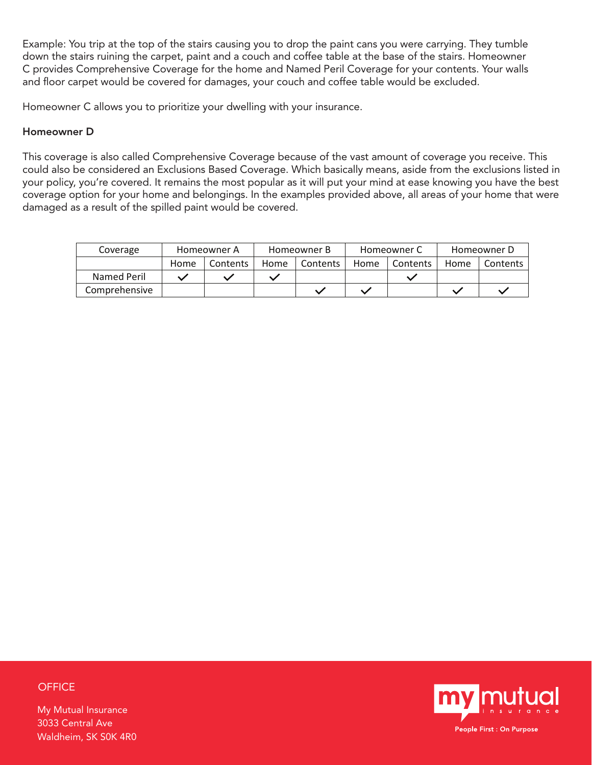Example: You trip at the top of the stairs causing you to drop the paint cans you were carrying. They tumble down the stairs ruining the carpet, paint and a couch and coffee table at the base of the stairs. Homeowner C provides Comprehensive Coverage for the home and Named Peril Coverage for your contents. Your walls and floor carpet would be covered for damages, your couch and coffee table would be excluded.

Homeowner C allows you to prioritize your dwelling with your insurance.

### Homeowner D

This coverage is also called Comprehensive Coverage because of the vast amount of coverage you receive. This could also be considered an Exclusions Based Coverage. Which basically means, aside from the exclusions listed in your policy, you're covered. It remains the most popular as it will put your mind at ease knowing you have the best coverage option for your home and belongings. In the examples provided above, all areas of your home that were damaged as a result of the spilled paint would be covered.

| Coverage | Homeowner A | | Homeowner B | | Homeowner C | | Homeowner D | |
|---|---|---|---|---|---|---|---|---|
| | Home | Contents | Home | Contents | Home | Contents | Home | Contents |
| Named Peril | ✓ | ✓ | ✓ | | | ✓ | | |
| Comprehensive | | | | ✓ | ✓ | | ✓ | ✓ |